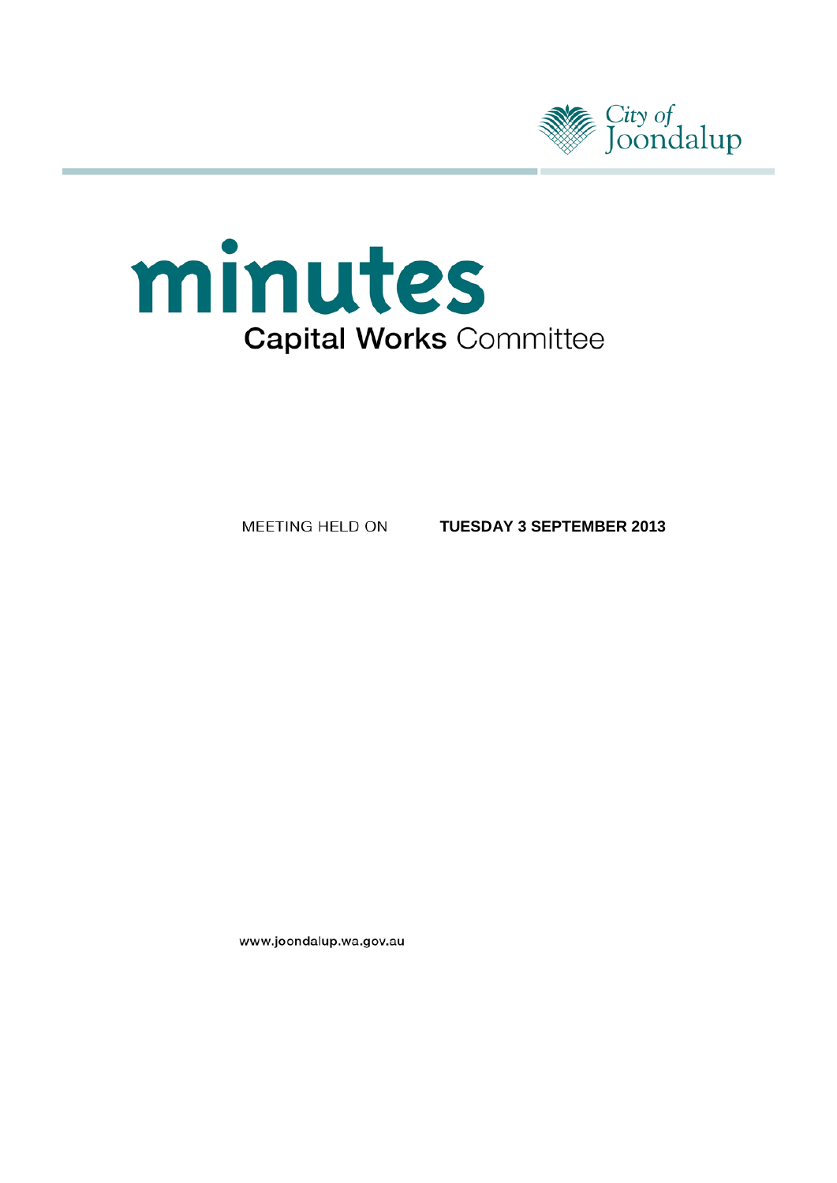City of Joondalup

# minutes

## Capital Works Committee

MEETING HELD ON **TUESDAY 3 SEPTEMBER 2013**

www.joondalup.wa.gov.au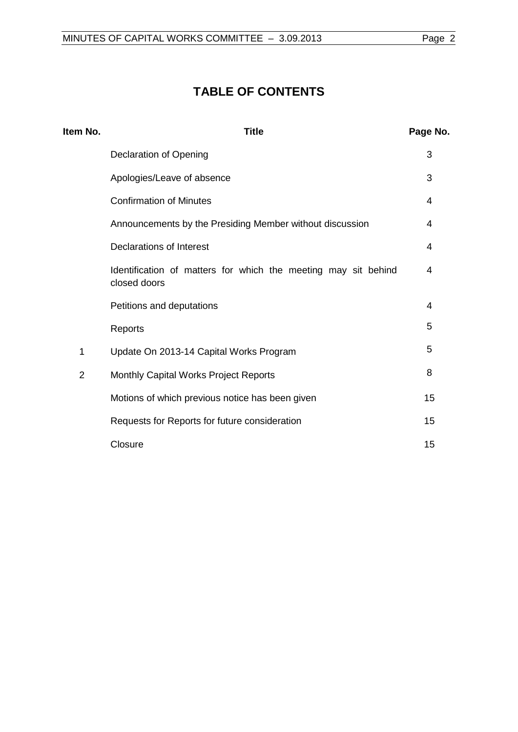# TABLE OF CONTENTS

| Item No. | Title | Page No. |
|---|---|---|
| | Declaration of Opening | 3 |
| | Apologies/Leave of absence | 3 |
| | Confirmation of Minutes | 4 |
| | Announcements by the Presiding Member without discussion | 4 |
| | Declarations of Interest | 4 |
| | Identification of matters for which the meeting may sit behind closed doors | 4 |
| | Petitions and deputations | 4 |
| | Reports | 5 |
| 1 | Update On 2013-14 Capital Works Program | 5 |
| 2 | Monthly Capital Works Project Reports | 8 |
| | Motions of which previous notice has been given | 15 |
| | Requests for Reports for future consideration | 15 |
| | Closure | 15 |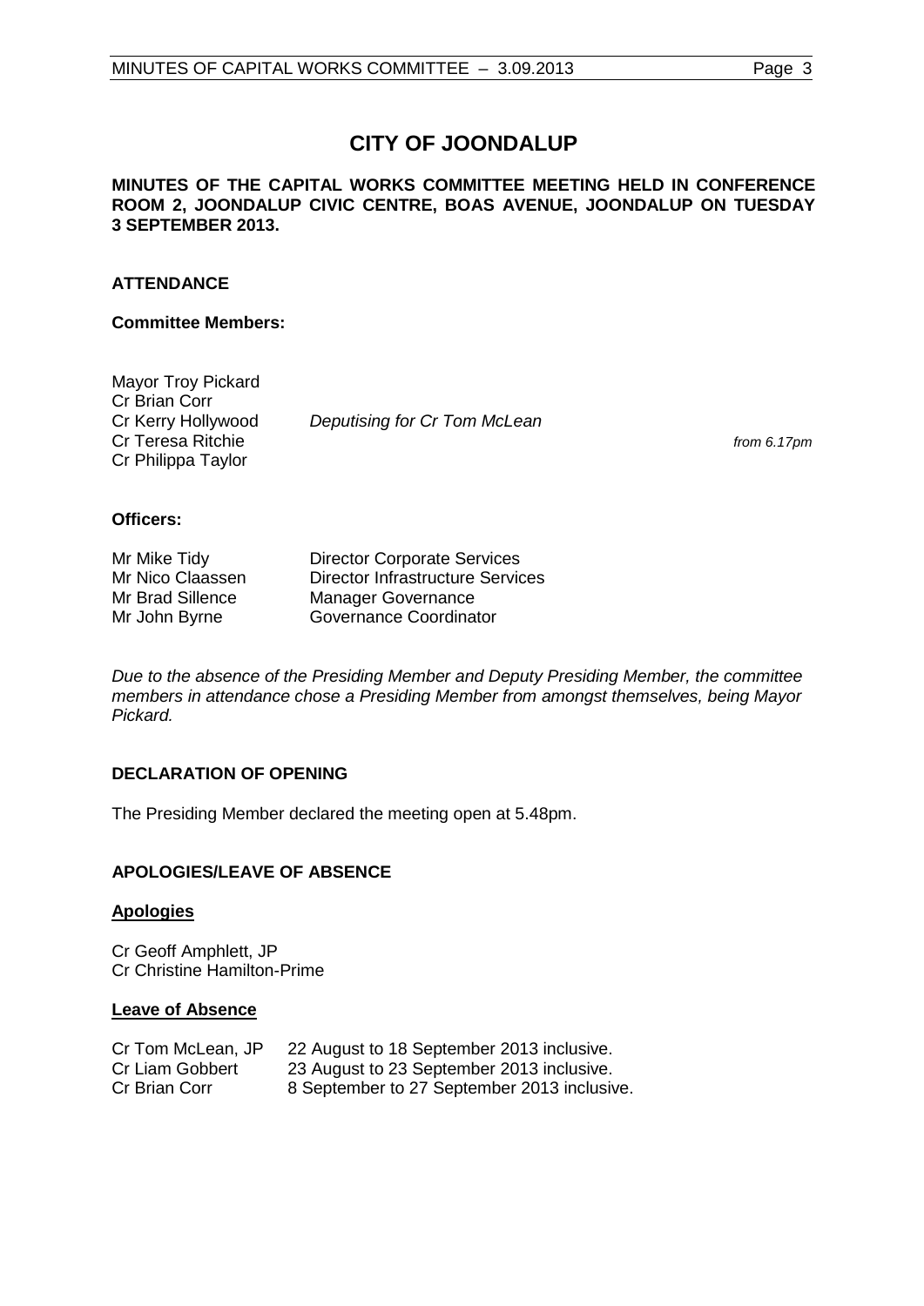# CITY OF JOONDALUP

**MINUTES OF THE CAPITAL WORKS COMMITTEE MEETING HELD IN CONFERENCE ROOM 2, JOONDALUP CIVIC CENTRE, BOAS AVENUE, JOONDALUP ON TUESDAY 3 SEPTEMBER 2013.**

## ATTENDANCE

### Committee Members:

| | | |
|---|---|---|
| Mayor Troy Pickard | | |
| Cr Brian Corr | | |
| Cr Kerry Hollywood | *Deputising for Cr Tom McLean* | |
| Cr Teresa Ritchie | | *from 6.17pm* |
| Cr Philippa Taylor | | |

### Officers:

| | |
|---|---|
| Mr Mike Tidy | Director Corporate Services |
| Mr Nico Claassen | Director Infrastructure Services |
| Mr Brad Sillence | Manager Governance |
| Mr John Byrne | Governance Coordinator |

*Due to the absence of the Presiding Member and Deputy Presiding Member, the committee members in attendance chose a Presiding Member from amongst themselves, being Mayor Pickard.*

## DECLARATION OF OPENING

The Presiding Member declared the meeting open at 5.48pm.

## APOLOGIES/LEAVE OF ABSENCE

### Apologies

Cr Geoff Amphlett, JP
Cr Christine Hamilton-Prime

### Leave of Absence

| | |
|---|---|
| Cr Tom McLean, JP | 22 August to 18 September 2013 inclusive. |
| Cr Liam Gobbert | 23 August to 23 September 2013 inclusive. |
| Cr Brian Corr | 8 September to 27 September 2013 inclusive. |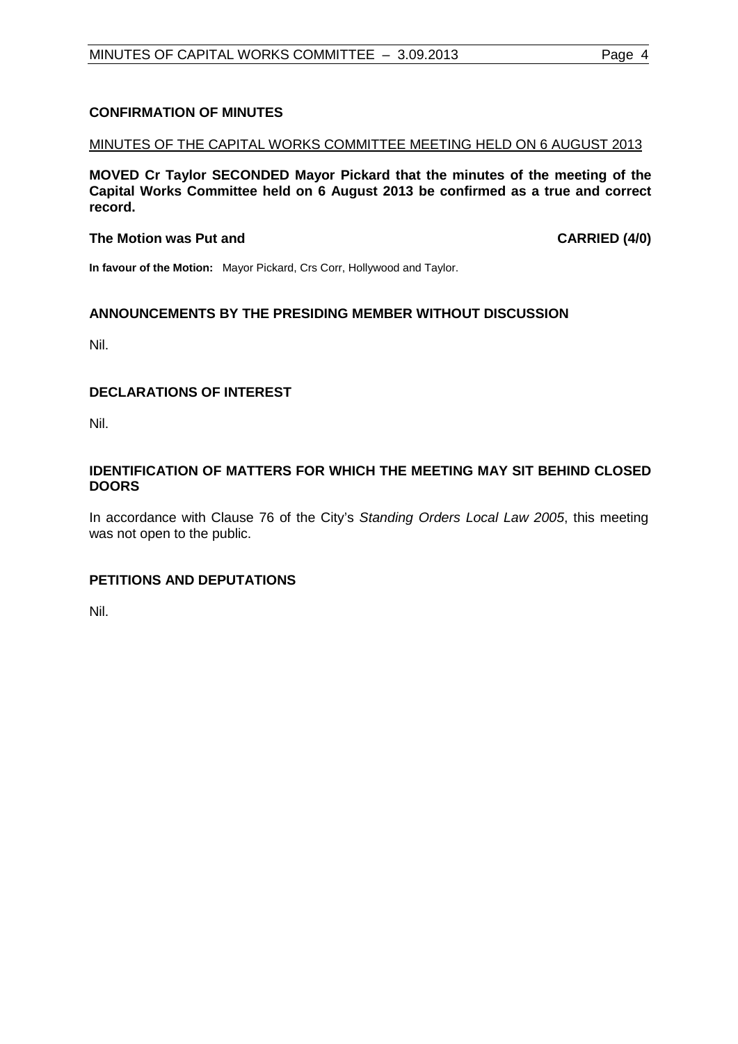## CONFIRMATION OF MINUTES

<u>MINUTES OF THE CAPITAL WORKS COMMITTEE MEETING HELD ON 6 AUGUST 2013</u>

**MOVED Cr Taylor SECONDED Mayor Pickard that the minutes of the meeting of the Capital Works Committee held on 6 August 2013 be confirmed as a true and correct record.**

**The Motion was Put and CARRIED (4/0)**

**In favour of the Motion:** Mayor Pickard, Crs Corr, Hollywood and Taylor.

## ANNOUNCEMENTS BY THE PRESIDING MEMBER WITHOUT DISCUSSION

Nil.

## DECLARATIONS OF INTEREST

Nil.

## IDENTIFICATION OF MATTERS FOR WHICH THE MEETING MAY SIT BEHIND CLOSED DOORS

In accordance with Clause 76 of the City's *Standing Orders Local Law 2005*, this meeting was not open to the public.

## PETITIONS AND DEPUTATIONS

Nil.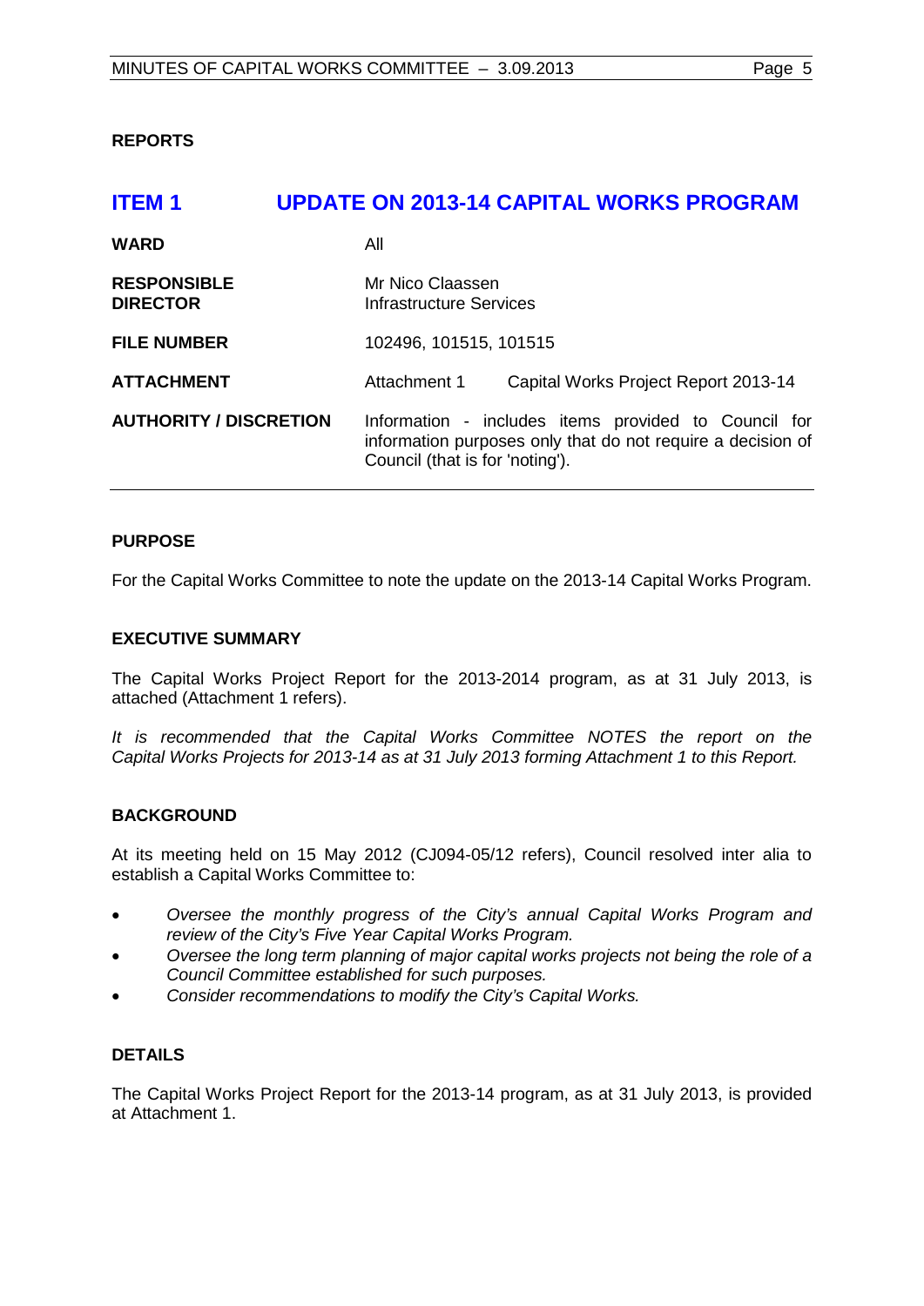## REPORTS

# ITEM 1 UPDATE ON 2013-14 CAPITAL WORKS PROGRAM

| | | |
|---|---|---|
| **WARD** | All | |
| **RESPONSIBLE DIRECTOR** | Mr Nico Claassen<br>Infrastructure Services | |
| **FILE NUMBER** | 102496, 101515, 101515 | |
| **ATTACHMENT** | Attachment 1 | Capital Works Project Report 2013-14 |
| **AUTHORITY / DISCRETION** | Information - includes items provided to Council for information purposes only that do not require a decision of Council (that is for 'noting'). | |

### PURPOSE

For the Capital Works Committee to note the update on the 2013-14 Capital Works Program.

### EXECUTIVE SUMMARY

The Capital Works Project Report for the 2013-2014 program, as at 31 July 2013, is attached (Attachment 1 refers).

*It is recommended that the Capital Works Committee NOTES the report on the Capital Works Projects for 2013-14 as at 31 July 2013 forming Attachment 1 to this Report.*

### BACKGROUND

At its meeting held on 15 May 2012 (CJ094-05/12 refers), Council resolved inter alia to establish a Capital Works Committee to:

- *Oversee the monthly progress of the City's annual Capital Works Program and review of the City's Five Year Capital Works Program.*
- *Oversee the long term planning of major capital works projects not being the role of a Council Committee established for such purposes.*
- *Consider recommendations to modify the City's Capital Works.*

### DETAILS

The Capital Works Project Report for the 2013-14 program, as at 31 July 2013, is provided at Attachment 1.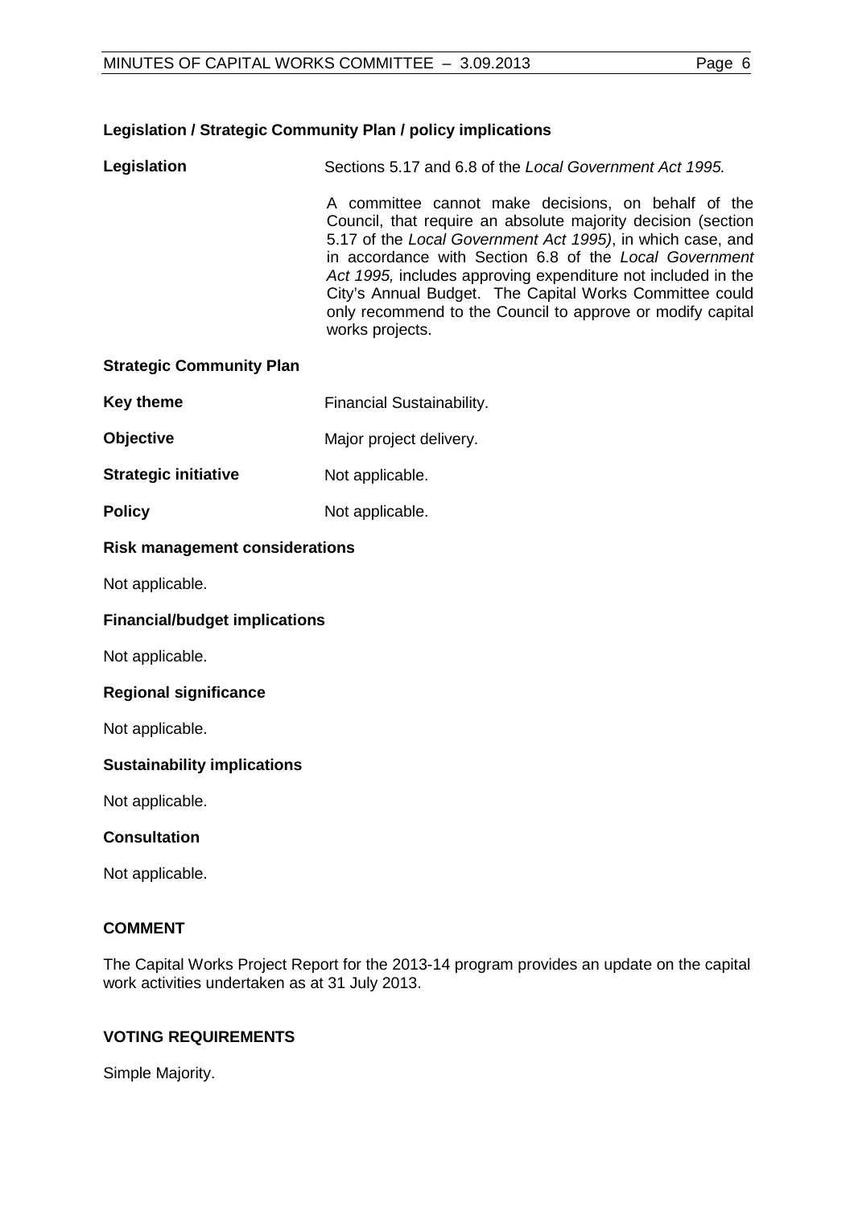**Legislation / Strategic Community Plan / policy implications**

**Legislation** Sections 5.17 and 6.8 of the *Local Government Act 1995.*

A committee cannot make decisions, on behalf of the Council, that require an absolute majority decision (section 5.17 of the *Local Government Act 1995)*, in which case, and in accordance with Section 6.8 of the *Local Government Act 1995,* includes approving expenditure not included in the City's Annual Budget. The Capital Works Committee could only recommend to the Council to approve or modify capital works projects.

**Strategic Community Plan**

**Key theme** Financial Sustainability.

**Objective** Major project delivery.

**Strategic initiative** Not applicable.

**Policy** Not applicable.

**Risk management considerations**

Not applicable.

**Financial/budget implications**

Not applicable.

**Regional significance**

Not applicable.

**Sustainability implications**

Not applicable.

**Consultation**

Not applicable.

**COMMENT**

The Capital Works Project Report for the 2013-14 program provides an update on the capital work activities undertaken as at 31 July 2013.

**VOTING REQUIREMENTS**

Simple Majority.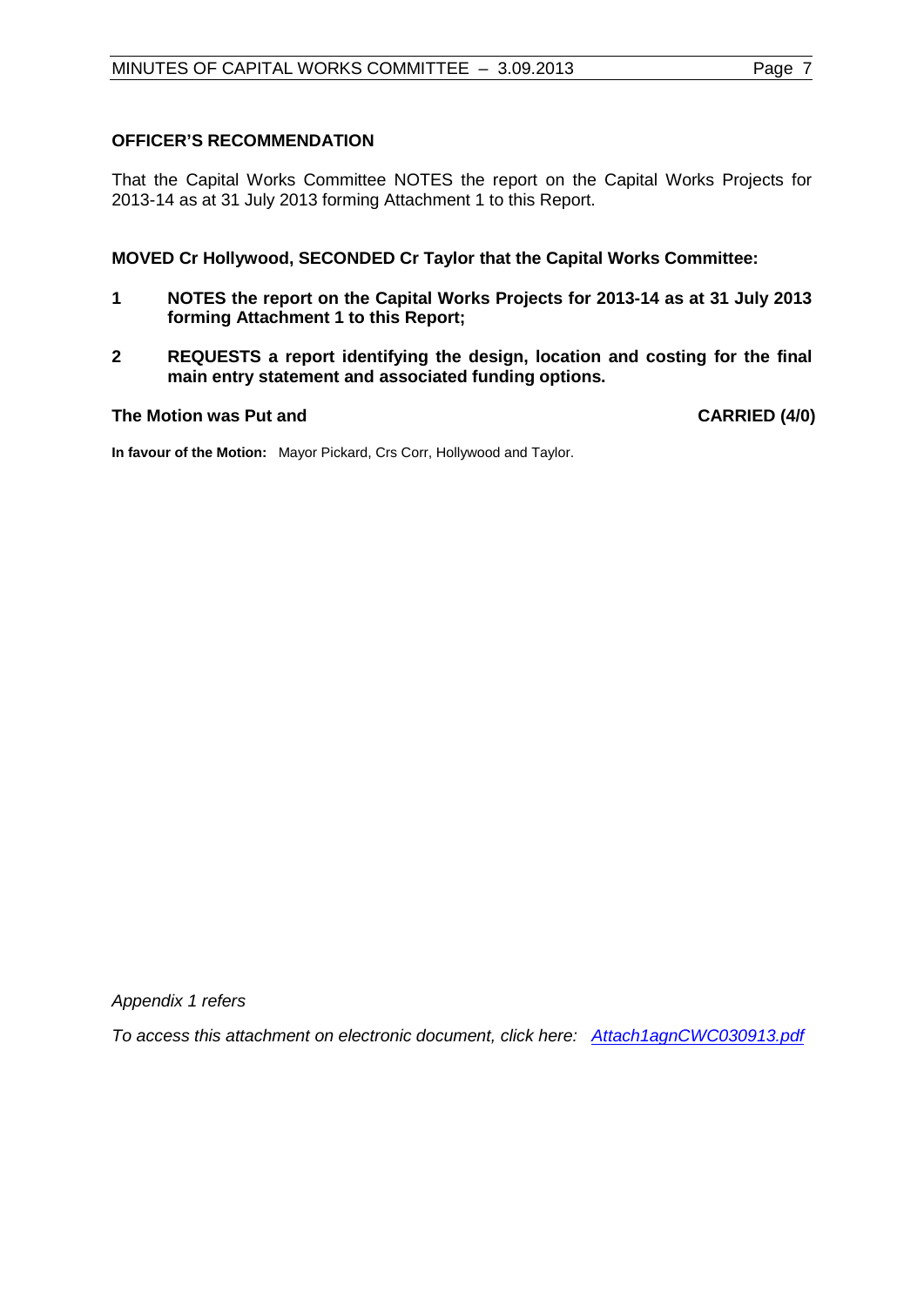**OFFICER'S RECOMMENDATION**

That the Capital Works Committee NOTES the report on the Capital Works Projects for 2013-14 as at 31 July 2013 forming Attachment 1 to this Report.

**MOVED Cr Hollywood, SECONDED Cr Taylor that the Capital Works Committee:**

1. **NOTES the report on the Capital Works Projects for 2013-14 as at 31 July 2013 forming Attachment 1 to this Report;**
2. **REQUESTS a report identifying the design, location and costing for the final main entry statement and associated funding options.**

**The Motion was Put and CARRIED (4/0)**

**In favour of the Motion:** Mayor Pickard, Crs Corr, Hollywood and Taylor.

*Appendix 1 refers*

*To access this attachment on electronic document, click here: Attach1agnCWC030913.pdf*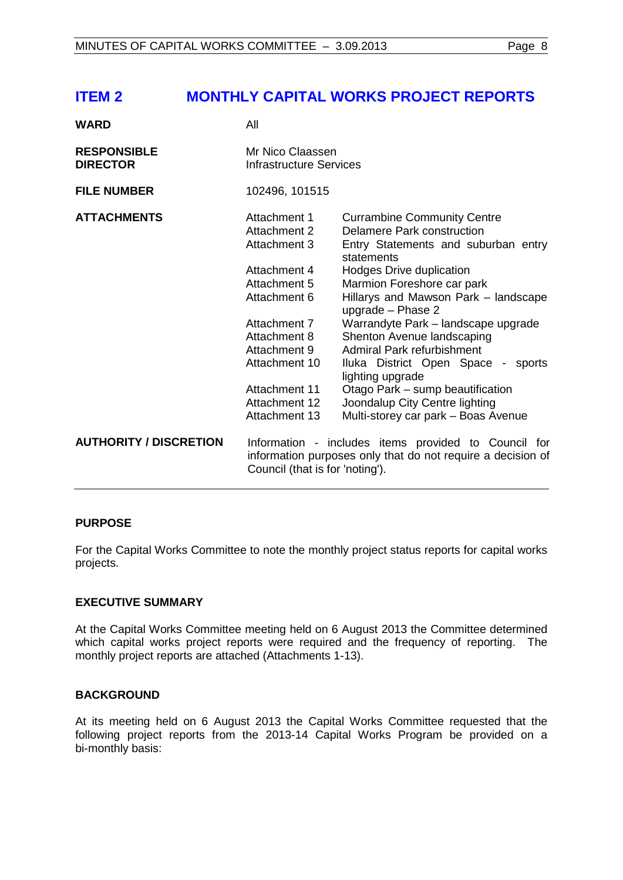## ITEM 2 MONTHLY CAPITAL WORKS PROJECT REPORTS

| | | |
|---|---|---|
| **WARD** | All | |
| **RESPONSIBLE DIRECTOR** | Mr Nico Claassen<br>Infrastructure Services | |
| **FILE NUMBER** | 102496, 101515 | |
| **ATTACHMENTS** | Attachment 1 | Currambine Community Centre |
| | Attachment 2 | Delamere Park construction |
| | Attachment 3 | Entry Statements and suburban entry statements |
| | Attachment 4 | Hodges Drive duplication |
| | Attachment 5 | Marmion Foreshore car park |
| | Attachment 6 | Hillarys and Mawson Park – landscape upgrade – Phase 2 |
| | Attachment 7 | Warrandyte Park – landscape upgrade |
| | Attachment 8 | Shenton Avenue landscaping |
| | Attachment 9 | Admiral Park refurbishment |
| | Attachment 10 | Iluka District Open Space - sports lighting upgrade |
| | Attachment 11 | Otago Park – sump beautification |
| | Attachment 12 | Joondalup City Centre lighting |
| | Attachment 13 | Multi-storey car park – Boas Avenue |
| **AUTHORITY / DISCRETION** | Information - includes items provided to Council for information purposes only that do not require a decision of Council (that is for 'noting'). | |

### PURPOSE

For the Capital Works Committee to note the monthly project status reports for capital works projects.

### EXECUTIVE SUMMARY

At the Capital Works Committee meeting held on 6 August 2013 the Committee determined which capital works project reports were required and the frequency of reporting. The monthly project reports are attached (Attachments 1-13).

### BACKGROUND

At its meeting held on 6 August 2013 the Capital Works Committee requested that the following project reports from the 2013-14 Capital Works Program be provided on a bi-monthly basis: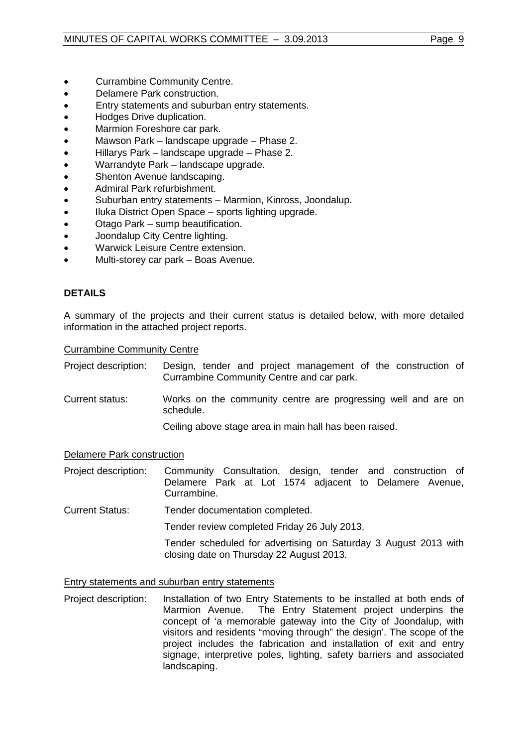- Currambine Community Centre.
- Delamere Park construction.
- Entry statements and suburban entry statements.
- Hodges Drive duplication.
- Marmion Foreshore car park.
- Mawson Park – landscape upgrade – Phase 2.
- Hillarys Park – landscape upgrade – Phase 2.
- Warrandyte Park – landscape upgrade.
- Shenton Avenue landscaping.
- Admiral Park refurbishment.
- Suburban entry statements – Marmion, Kinross, Joondalup.
- Iluka District Open Space – sports lighting upgrade.
- Otago Park – sump beautification.
- Joondalup City Centre lighting.
- Warwick Leisure Centre extension.
- Multi-storey car park – Boas Avenue.

## DETAILS

A summary of the projects and their current status is detailed below, with more detailed information in the attached project reports.

<u>Currambine Community Centre</u>

Project description: Design, tender and project management of the construction of Currambine Community Centre and car park.

Current status: Works on the community centre are progressing well and are on schedule.

Ceiling above stage area in main hall has been raised.

<u>Delamere Park construction</u>

Project description: Community Consultation, design, tender and construction of Delamere Park at Lot 1574 adjacent to Delamere Avenue, Currambine.

Current Status: Tender documentation completed.

Tender review completed Friday 26 July 2013.

Tender scheduled for advertising on Saturday 3 August 2013 with closing date on Thursday 22 August 2013.

<u>Entry statements and suburban entry statements</u>

Project description: Installation of two Entry Statements to be installed at both ends of Marmion Avenue. The Entry Statement project underpins the concept of 'a memorable gateway into the City of Joondalup, with visitors and residents "moving through" the design'. The scope of the project includes the fabrication and installation of exit and entry signage, interpretive poles, lighting, safety barriers and associated landscaping.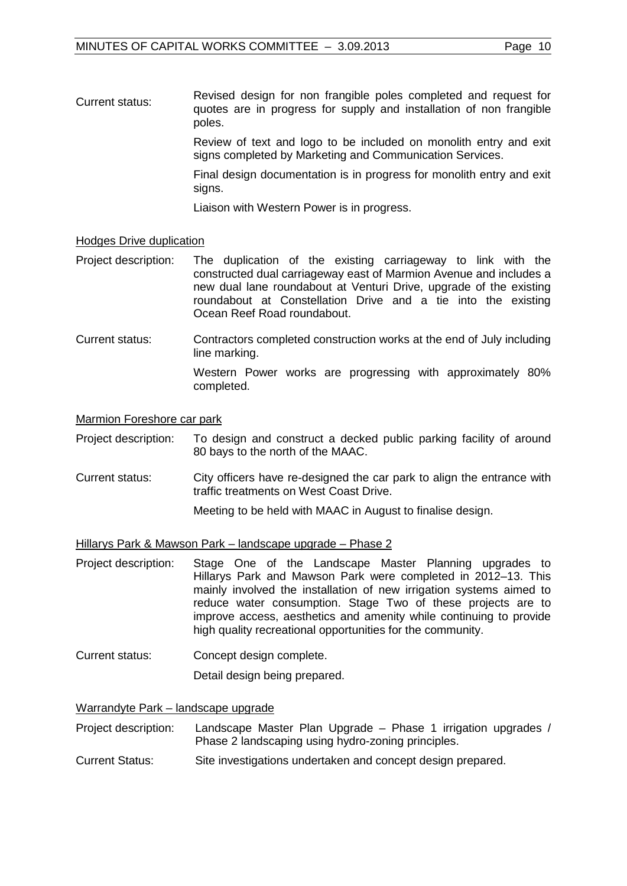Current status: Revised design for non frangible poles completed and request for quotes are in progress for supply and installation of non frangible poles.

Review of text and logo to be included on monolith entry and exit signs completed by Marketing and Communication Services.

Final design documentation is in progress for monolith entry and exit signs.

Liaison with Western Power is in progress.

<u>Hodges Drive duplication</u>

Project description: The duplication of the existing carriageway to link with the constructed dual carriageway east of Marmion Avenue and includes a new dual lane roundabout at Venturi Drive, upgrade of the existing roundabout at Constellation Drive and a tie into the existing Ocean Reef Road roundabout.

Current status: Contractors completed construction works at the end of July including line marking.

Western Power works are progressing with approximately 80% completed.

<u>Marmion Foreshore car park</u>

Project description: To design and construct a decked public parking facility of around 80 bays to the north of the MAAC.

Current status: City officers have re-designed the car park to align the entrance with traffic treatments on West Coast Drive.

Meeting to be held with MAAC in August to finalise design.

<u>Hillarys Park & Mawson Park – landscape upgrade – Phase 2</u>

Project description: Stage One of the Landscape Master Planning upgrades to Hillarys Park and Mawson Park were completed in 2012–13. This mainly involved the installation of new irrigation systems aimed to reduce water consumption. Stage Two of these projects are to improve access, aesthetics and amenity while continuing to provide high quality recreational opportunities for the community.

Current status: Concept design complete.

Detail design being prepared.

<u>Warrandyte Park – landscape upgrade</u>

Project description: Landscape Master Plan Upgrade – Phase 1 irrigation upgrades / Phase 2 landscaping using hydro-zoning principles.

Current Status: Site investigations undertaken and concept design prepared.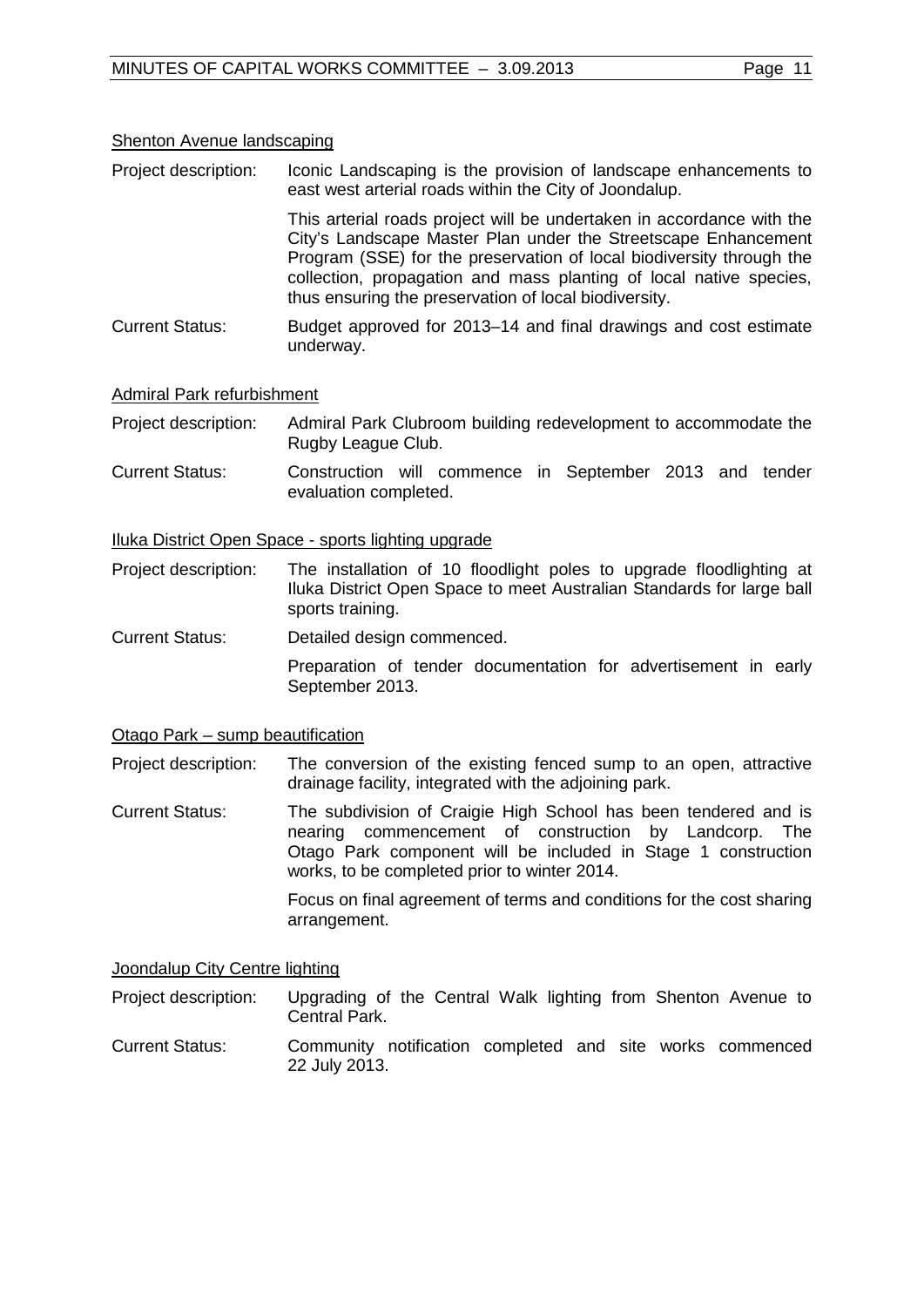Shenton Avenue landscaping

Project description: Iconic Landscaping is the provision of landscape enhancements to east west arterial roads within the City of Joondalup.

This arterial roads project will be undertaken in accordance with the City's Landscape Master Plan under the Streetscape Enhancement Program (SSE) for the preservation of local biodiversity through the collection, propagation and mass planting of local native species, thus ensuring the preservation of local biodiversity.

Current Status: Budget approved for 2013–14 and final drawings and cost estimate underway.

Admiral Park refurbishment

Project description: Admiral Park Clubroom building redevelopment to accommodate the Rugby League Club.

Current Status: Construction will commence in September 2013 and tender evaluation completed.

Iluka District Open Space - sports lighting upgrade

Project description: The installation of 10 floodlight poles to upgrade floodlighting at Iluka District Open Space to meet Australian Standards for large ball sports training.

Current Status: Detailed design commenced.

Preparation of tender documentation for advertisement in early September 2013.

Otago Park – sump beautification

Project description: The conversion of the existing fenced sump to an open, attractive drainage facility, integrated with the adjoining park.

Current Status: The subdivision of Craigie High School has been tendered and is nearing commencement of construction by Landcorp. The Otago Park component will be included in Stage 1 construction works, to be completed prior to winter 2014.

Focus on final agreement of terms and conditions for the cost sharing arrangement.

Joondalup City Centre lighting

Project description: Upgrading of the Central Walk lighting from Shenton Avenue to Central Park.

Current Status: Community notification completed and site works commenced 22 July 2013.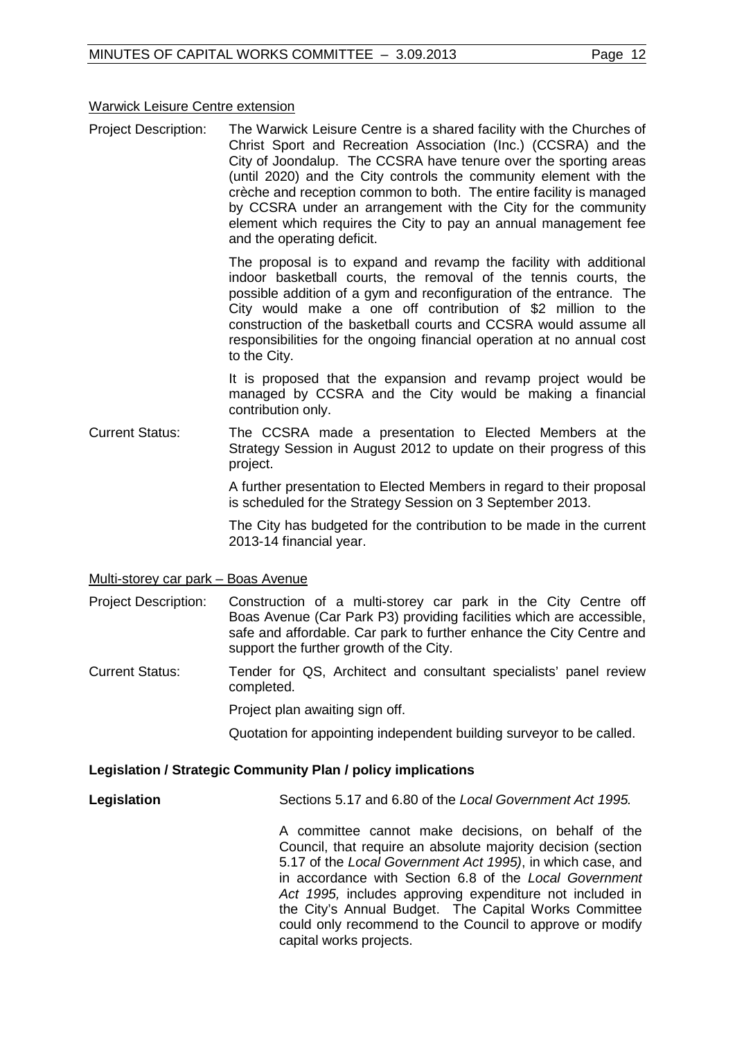Warwick Leisure Centre extension

**Project Description:** The Warwick Leisure Centre is a shared facility with the Churches of Christ Sport and Recreation Association (Inc.) (CCSRA) and the City of Joondalup. The CCSRA have tenure over the sporting areas (until 2020) and the City controls the community element with the crèche and reception common to both. The entire facility is managed by CCSRA under an arrangement with the City for the community element which requires the City to pay an annual management fee and the operating deficit.

The proposal is to expand and revamp the facility with additional indoor basketball courts, the removal of the tennis courts, the possible addition of a gym and reconfiguration of the entrance. The City would make a one off contribution of $2 million to the construction of the basketball courts and CCSRA would assume all responsibilities for the ongoing financial operation at no annual cost to the City.

It is proposed that the expansion and revamp project would be managed by CCSRA and the City would be making a financial contribution only.

**Current Status:** The CCSRA made a presentation to Elected Members at the Strategy Session in August 2012 to update on their progress of this project.

A further presentation to Elected Members in regard to their proposal is scheduled for the Strategy Session on 3 September 2013.

The City has budgeted for the contribution to be made in the current 2013-14 financial year.

Multi-storey car park – Boas Avenue

**Project Description:** Construction of a multi-storey car park in the City Centre off Boas Avenue (Car Park P3) providing facilities which are accessible, safe and affordable. Car park to further enhance the City Centre and support the further growth of the City.

**Current Status:** Tender for QS, Architect and consultant specialists' panel review completed.

Project plan awaiting sign off.

Quotation for appointing independent building surveyor to be called.

**Legislation / Strategic Community Plan / policy implications**

**Legislation** Sections 5.17 and 6.80 of the *Local Government Act 1995.*

A committee cannot make decisions, on behalf of the Council, that require an absolute majority decision (section 5.17 of the *Local Government Act 1995)*, in which case, and in accordance with Section 6.8 of the *Local Government Act 1995,* includes approving expenditure not included in the City's Annual Budget. The Capital Works Committee could only recommend to the Council to approve or modify capital works projects.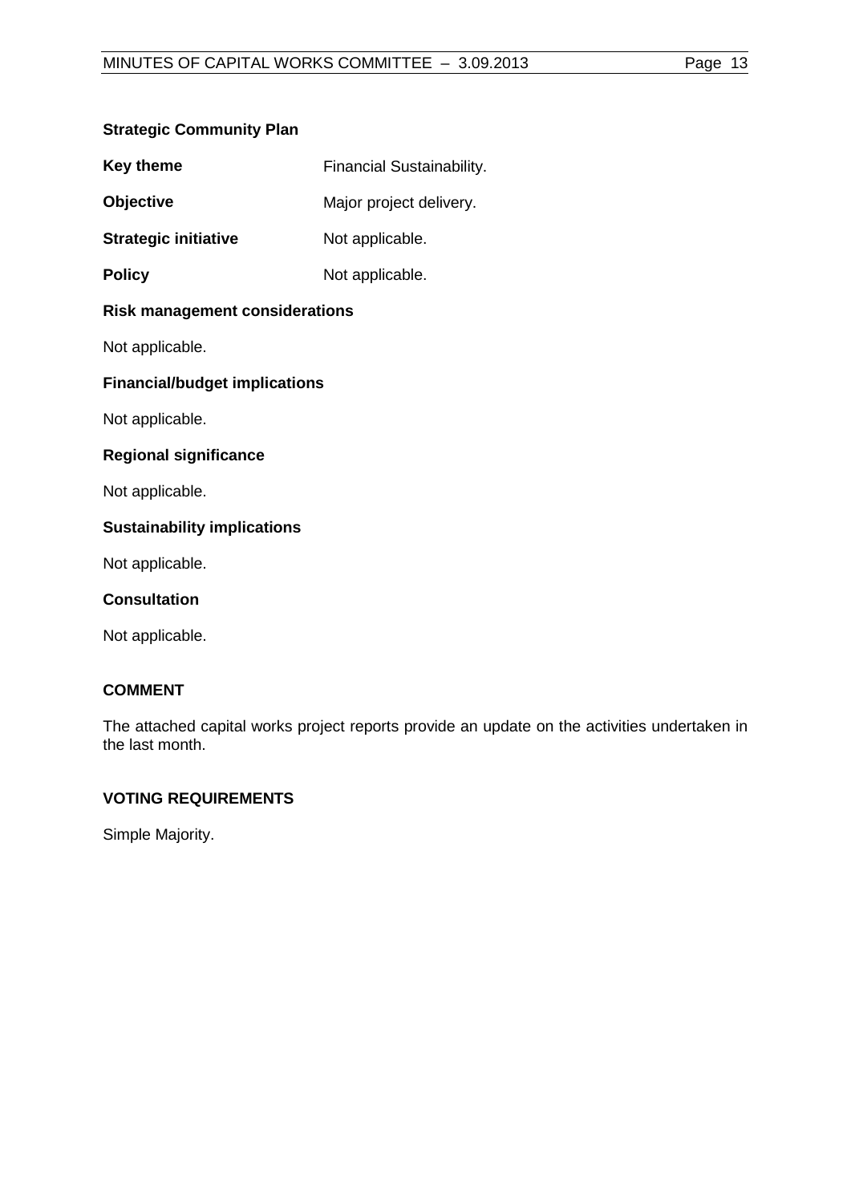**Strategic Community Plan**

**Key theme** Financial Sustainability.

**Objective** Major project delivery.

**Strategic initiative** Not applicable.

**Policy** Not applicable.

**Risk management considerations**

Not applicable.

**Financial/budget implications**

Not applicable.

**Regional significance**

Not applicable.

**Sustainability implications**

Not applicable.

**Consultation**

Not applicable.

## COMMENT

The attached capital works project reports provide an update on the activities undertaken in the last month.

## VOTING REQUIREMENTS

Simple Majority.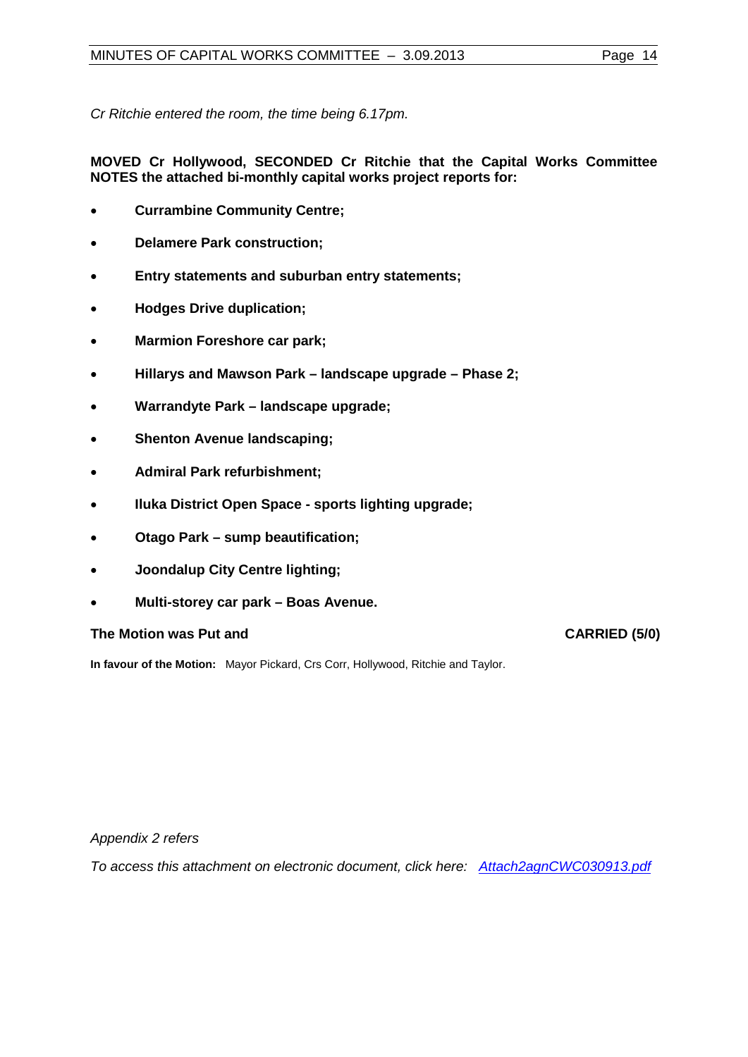*Cr Ritchie entered the room, the time being 6.17pm.*

**MOVED Cr Hollywood, SECONDED Cr Ritchie that the Capital Works Committee NOTES the attached bi-monthly capital works project reports for:**

- **Currambine Community Centre;**
- **Delamere Park construction;**
- **Entry statements and suburban entry statements;**
- **Hodges Drive duplication;**
- **Marmion Foreshore car park;**
- **Hillarys and Mawson Park – landscape upgrade – Phase 2;**
- **Warrandyte Park – landscape upgrade;**
- **Shenton Avenue landscaping;**
- **Admiral Park refurbishment;**
- **Iluka District Open Space - sports lighting upgrade;**
- **Otago Park – sump beautification;**
- **Joondalup City Centre lighting;**
- **Multi-storey car park – Boas Avenue.**

**The Motion was Put and CARRIED (5/0)**

**In favour of the Motion:** Mayor Pickard, Crs Corr, Hollywood, Ritchie and Taylor.

*Appendix 2 refers*

*To access this attachment on electronic document, click here: Attach2agnCWC030913.pdf*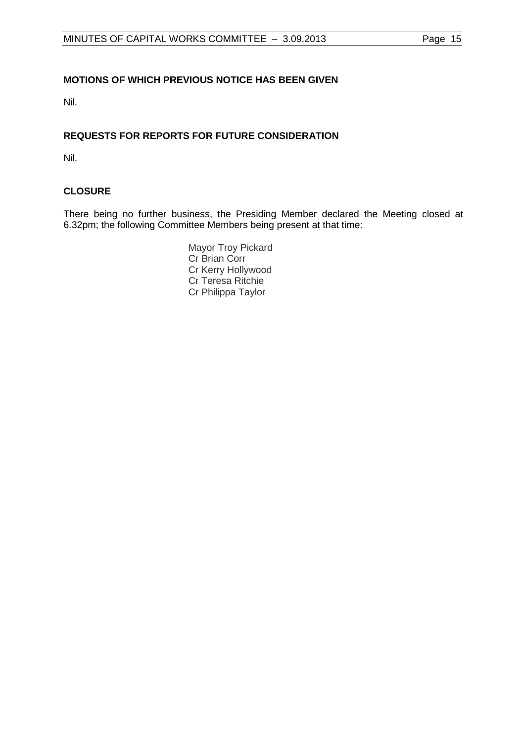**MOTIONS OF WHICH PREVIOUS NOTICE HAS BEEN GIVEN**

Nil.

**REQUESTS FOR REPORTS FOR FUTURE CONSIDERATION**

Nil.

**CLOSURE**

There being no further business, the Presiding Member declared the Meeting closed at 6.32pm; the following Committee Members being present at that time:

Mayor Troy Pickard
Cr Brian Corr
Cr Kerry Hollywood
Cr Teresa Ritchie
Cr Philippa Taylor